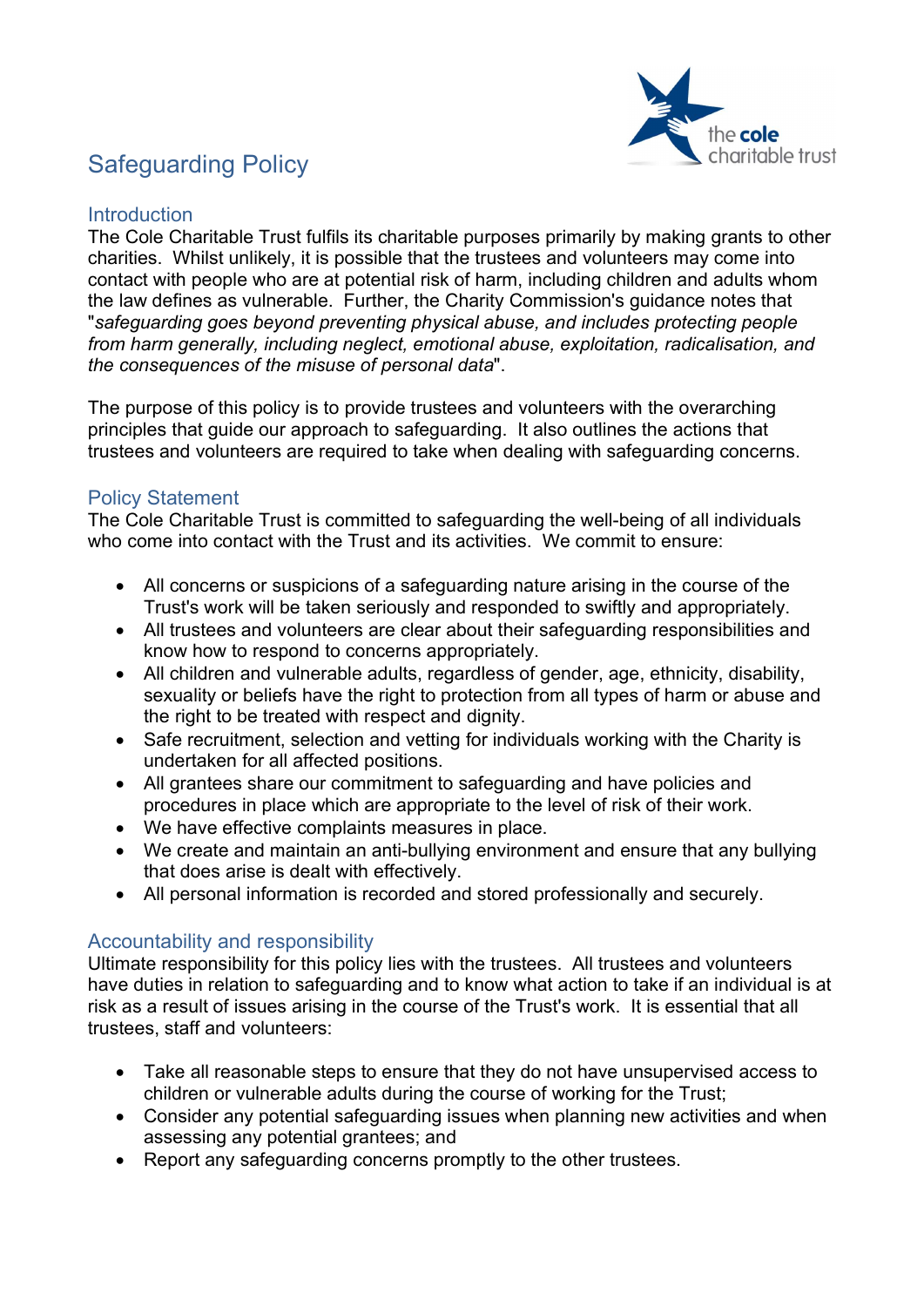# Safeguarding Policy

## Introduction

The Cole Charitable Trust fulfils its charitable purposes primarily by making grants to other charities. Whilst unlikely, it is possible that the trustees and volunteers may come into contact with people who are at potential risk of harm, including children and adults whom the law defines as vulnerable. Further, the Charity Commission's guidance notes that "*safeguarding goes beyond preventing physical abuse, and includes protecting people from harm generally, including neglect, emotional abuse, exploitation, radicalisation, and the consequences of the misuse of personal data*".

The purpose of this policy is to provide trustees and volunteers with the overarching principles that guide our approach to safeguarding. It also outlines the actions that trustees and volunteers are required to take when dealing with safeguarding concerns.

## Policy Statement

The Cole Charitable Trust is committed to safeguarding the well-being of all individuals who come into contact with the Trust and its activities. We commit to ensure:

- All concerns or suspicions of a safeguarding nature arising in the course of the Trust's work will be taken seriously and responded to swiftly and appropriately.
- All trustees and volunteers are clear about their safeguarding responsibilities and know how to respond to concerns appropriately.
- All children and vulnerable adults, regardless of gender, age, ethnicity, disability, sexuality or beliefs have the right to protection from all types of harm or abuse and the right to be treated with respect and dignity.
- Safe recruitment, selection and vetting for individuals working with the Charity is undertaken for all affected positions.
- All grantees share our commitment to safeguarding and have policies and procedures in place which are appropriate to the level of risk of their work.
- We have effective complaints measures in place.
- We create and maintain an anti-bullying environment and ensure that any bullying that does arise is dealt with effectively.
- All personal information is recorded and stored professionally and securely.

## Accountability and responsibility

Ultimate responsibility for this policy lies with the trustees. All trustees and volunteers have duties in relation to safeguarding and to know what action to take if an individual is at risk as a result of issues arising in the course of the Trust's work. It is essential that all trustees, staff and volunteers:

- Take all reasonable steps to ensure that they do not have unsupervised access to children or vulnerable adults during the course of working for the Trust;
- Consider any potential safeguarding issues when planning new activities and when assessing any potential grantees; and
- Report any safeguarding concerns promptly to the other trustees.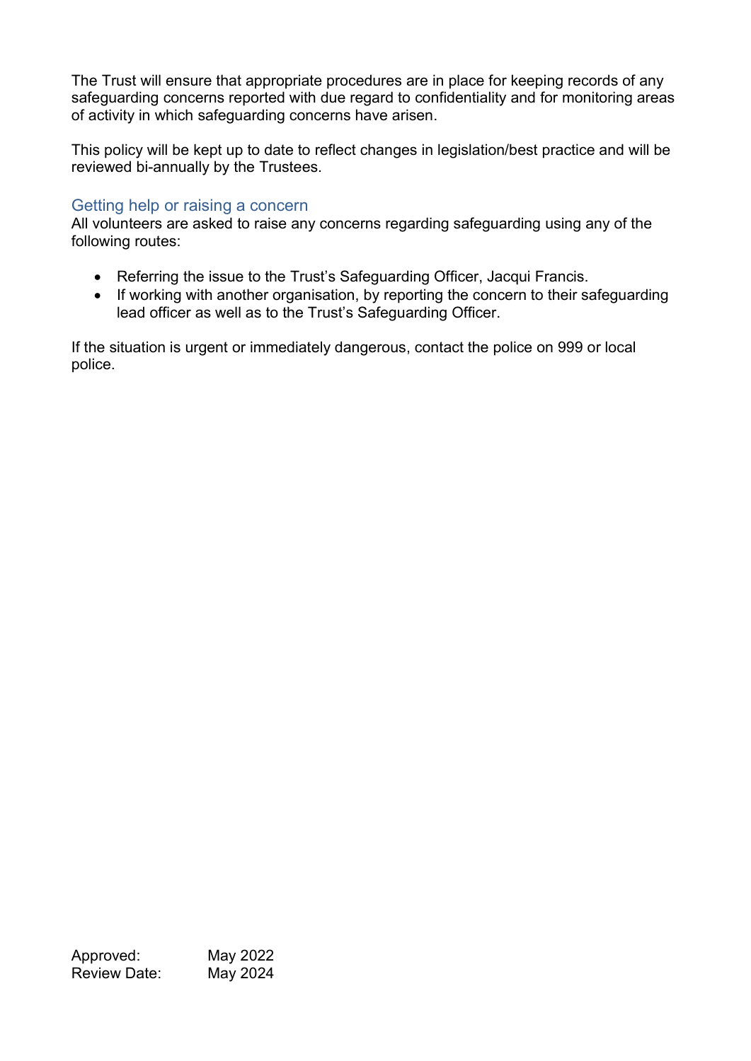The Trust will ensure that appropriate procedures are in place for keeping records of any safeguarding concerns reported with due regard to confidentiality and for monitoring areas of activity in which safeguarding concerns have arisen.

This policy will be kept up to date to reflect changes in legislation/best practice and will be reviewed bi-annually by the Trustees.

## Getting help or raising a concern

All volunteers are asked to raise any concerns regarding safeguarding using any of the following routes:

- Referring the issue to the Trust's Safeguarding Officer, Jacqui Francis.
- If working with another organisation, by reporting the concern to their safeguarding lead officer as well as to the Trust's Safeguarding Officer.

If the situation is urgent or immediately dangerous, contact the police on 999 or local police.

Approved: May 2022
Review Date: May 2024